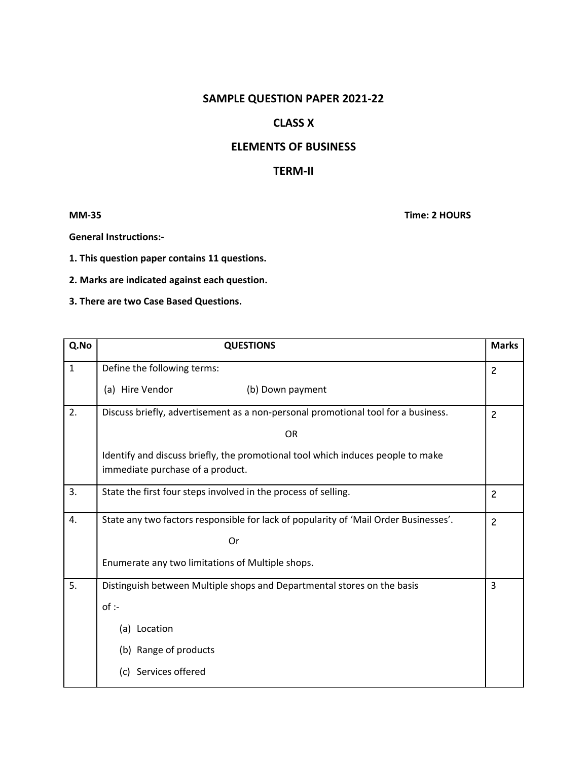# SAMPLE QUESTION PAPER 2021-22

## CLASS X

## ELEMENTS OF BUSINESS

## TERM-II

**MM-35** **Time: 2 HOURS**

**General Instructions:-**

**1. This question paper contains 11 questions.**

**2. Marks are indicated against each question.**

**3. There are two Case Based Questions.**

| Q.No | QUESTIONS | Marks |
|---|---|---|
| 1 | Define the following terms:<br>(a) Hire Vendor (b) Down payment | 2 |
| 2. | Discuss briefly, advertisement as a non-personal promotional tool for a business.<br>OR<br>Identify and discuss briefly, the promotional tool which induces people to make immediate purchase of a product. | 2 |
| 3. | State the first four steps involved in the process of selling. | 2 |
| 4. | State any two factors responsible for lack of popularity of 'Mail Order Businesses'.<br>Or<br>Enumerate any two limitations of Multiple shops. | 2 |
| 5. | Distinguish between Multiple shops and Departmental stores on the basis of :-<br>(a) Location<br>(b) Range of products<br>(c) Services offered | 3 |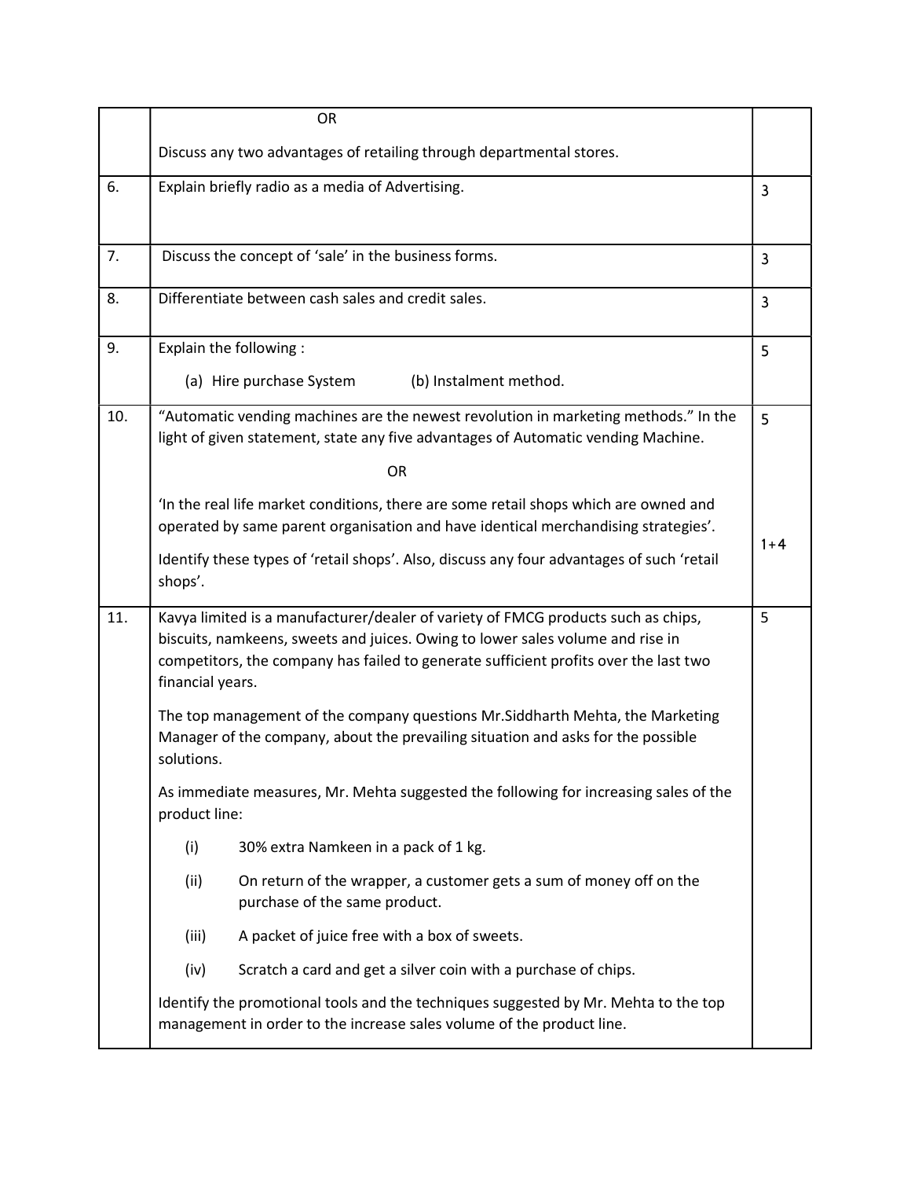| | | |
|---|---|---|
| | OR<br><br>Discuss any two advantages of retailing through departmental stores. | |
| 6. | Explain briefly radio as a media of Advertising. | 3 |
| 7. | Discuss the concept of 'sale' in the business forms. | 3 |
| 8. | Differentiate between cash sales and credit sales. | 3 |
| 9. | Explain the following :<br><br>(a) Hire purchase System (b) Instalment method. | 5 |
| 10. | "Automatic vending machines are the newest revolution in marketing methods." In the light of given statement, state any five advantages of Automatic vending Machine.<br><br>OR<br><br>'In the real life market conditions, there are some retail shops which are owned and operated by same parent organisation and have identical merchandising strategies'.<br><br>Identify these types of 'retail shops'. Also, discuss any four advantages of such 'retail shops'. | 5<br><br><br><br>1+4 |
| 11. | Kavya limited is a manufacturer/dealer of variety of FMCG products such as chips, biscuits, namkeens, sweets and juices. Owing to lower sales volume and rise in competitors, the company has failed to generate sufficient profits over the last two financial years.<br><br>The top management of the company questions Mr.Siddharth Mehta, the Marketing Manager of the company, about the prevailing situation and asks for the possible solutions.<br><br>As immediate measures, Mr. Mehta suggested the following for increasing sales of the product line:<br><br>(i) 30% extra Namkeen in a pack of 1 kg.<br><br>(ii) On return of the wrapper, a customer gets a sum of money off on the purchase of the same product.<br><br>(iii) A packet of juice free with a box of sweets.<br><br>(iv) Scratch a card and get a silver coin with a purchase of chips.<br><br>Identify the promotional tools and the techniques suggested by Mr. Mehta to the top management in order to the increase sales volume of the product line. | 5 |